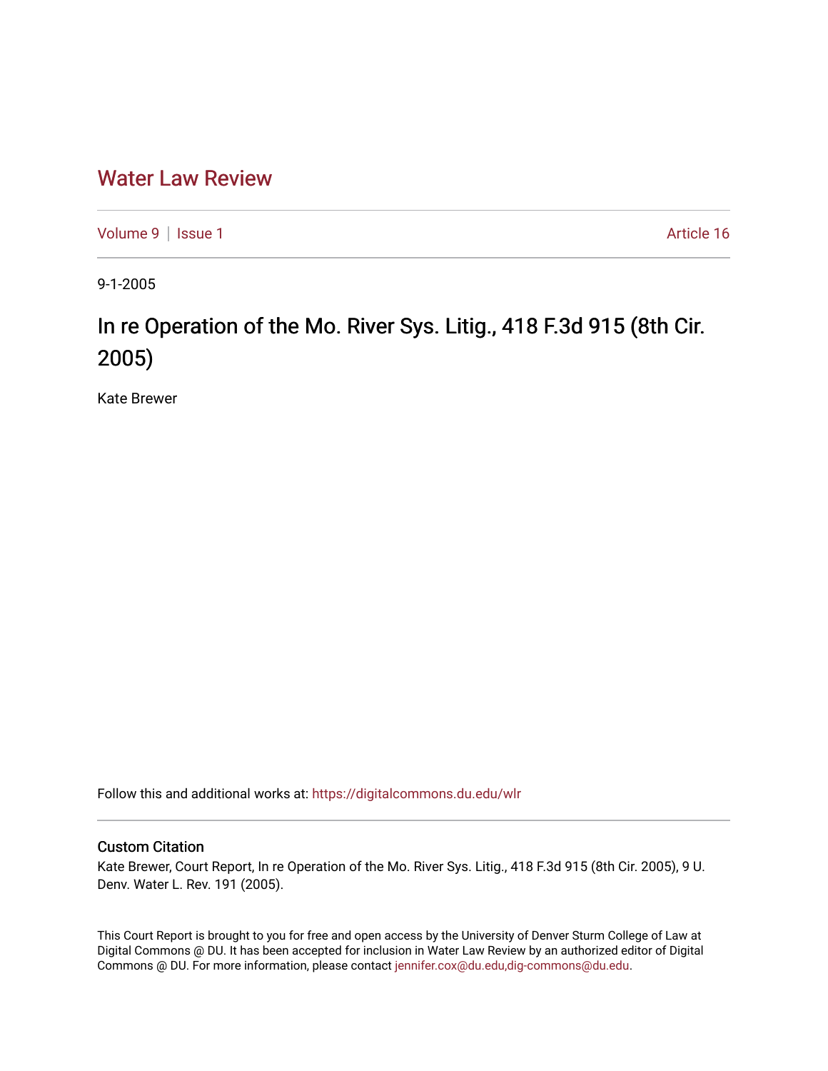# Water Law Review

Volume 9 | Issue 1 Article 16

9-1-2005

## In re Operation of the Mo. River Sys. Litig., 418 F.3d 915 (8th Cir. 2005)

Kate Brewer

Follow this and additional works at: https://digitalcommons.du.edu/wlr

### Custom Citation

Kate Brewer, Court Report, In re Operation of the Mo. River Sys. Litig., 418 F.3d 915 (8th Cir. 2005), 9 U. Denv. Water L. Rev. 191 (2005).

This Court Report is brought to you for free and open access by the University of Denver Sturm College of Law at Digital Commons @ DU. It has been accepted for inclusion in Water Law Review by an authorized editor of Digital Commons @ DU. For more information, please contact jennifer.cox@du.edu,dig-commons@du.edu.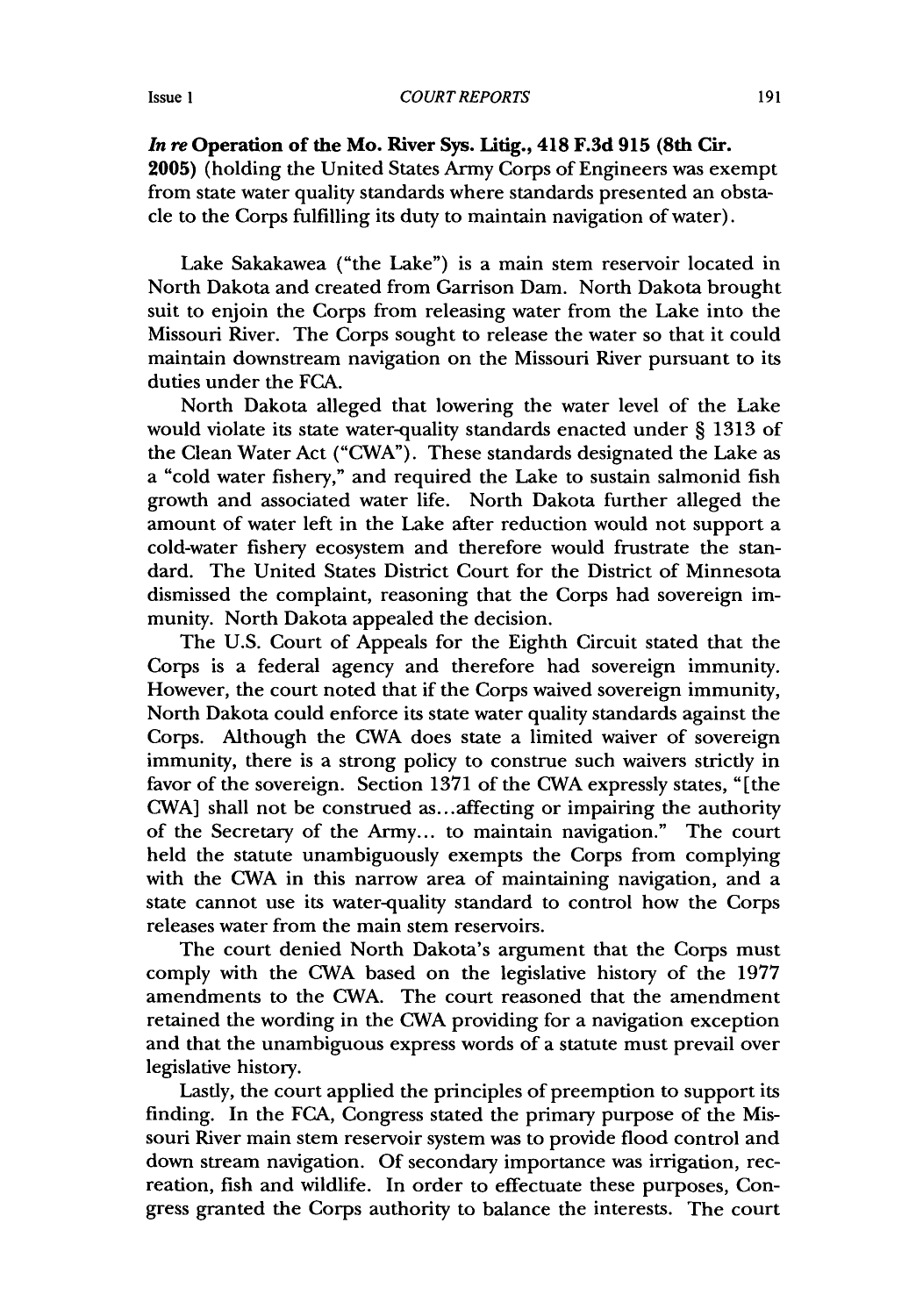***In re* Operation of the Mo. River Sys. Litig., 418 F.3d 915 (8th Cir. 2005)** (holding the United States Army Corps of Engineers was exempt from state water quality standards where standards presented an obstacle to the Corps fulfilling its duty to maintain navigation of water).

Lake Sakakawea ("the Lake") is a main stem reservoir located in North Dakota and created from Garrison Dam. North Dakota brought suit to enjoin the Corps from releasing water from the Lake into the Missouri River. The Corps sought to release the water so that it could maintain downstream navigation on the Missouri River pursuant to its duties under the FCA.

North Dakota alleged that lowering the water level of the Lake would violate its state water-quality standards enacted under § 1313 of the Clean Water Act ("CWA"). These standards designated the Lake as a "cold water fishery," and required the Lake to sustain salmonid fish growth and associated water life. North Dakota further alleged the amount of water left in the Lake after reduction would not support a cold-water fishery ecosystem and therefore would frustrate the standard. The United States District Court for the District of Minnesota dismissed the complaint, reasoning that the Corps had sovereign immunity. North Dakota appealed the decision.

The U.S. Court of Appeals for the Eighth Circuit stated that the Corps is a federal agency and therefore had sovereign immunity. However, the court noted that if the Corps waived sovereign immunity, North Dakota could enforce its state water quality standards against the Corps. Although the CWA does state a limited waiver of sovereign immunity, there is a strong policy to construe such waivers strictly in favor of the sovereign. Section 1371 of the CWA expressly states, "[the CWA] shall not be construed as...affecting or impairing the authority of the Secretary of the Army... to maintain navigation." The court held the statute unambiguously exempts the Corps from complying with the CWA in this narrow area of maintaining navigation, and a state cannot use its water-quality standard to control how the Corps releases water from the main stem reservoirs.

The court denied North Dakota's argument that the Corps must comply with the CWA based on the legislative history of the 1977 amendments to the CWA. The court reasoned that the amendment retained the wording in the CWA providing for a navigation exception and that the unambiguous express words of a statute must prevail over legislative history.

Lastly, the court applied the principles of preemption to support its finding. In the FCA, Congress stated the primary purpose of the Missouri River main stem reservoir system was to provide flood control and down stream navigation. Of secondary importance was irrigation, recreation, fish and wildlife. In order to effectuate these purposes, Congress granted the Corps authority to balance the interests. The court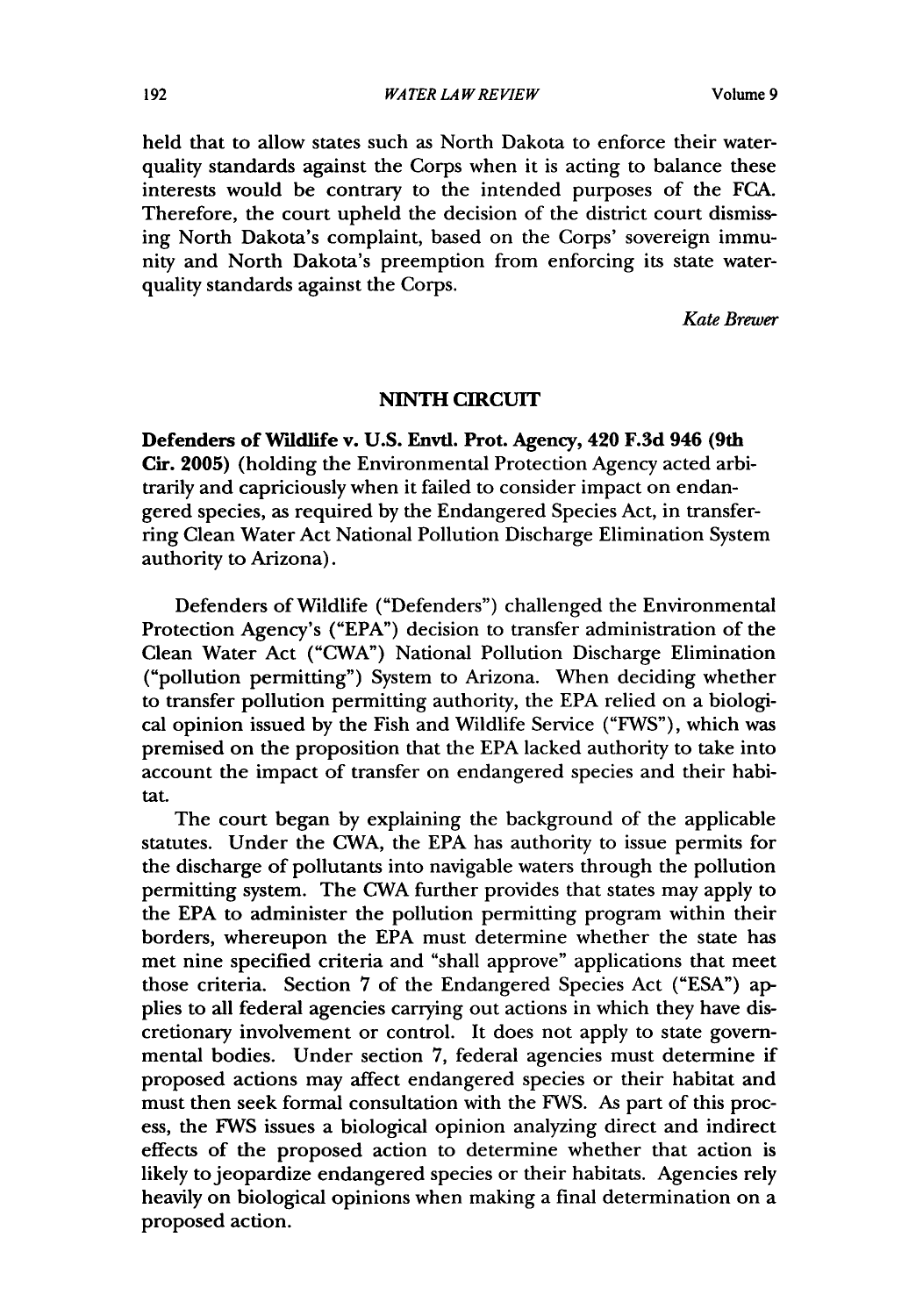held that to allow states such as North Dakota to enforce their water-quality standards against the Corps when it is acting to balance these interests would be contrary to the intended purposes of the FCA. Therefore, the court upheld the decision of the district court dismissing North Dakota's complaint, based on the Corps' sovereign immunity and North Dakota's preemption from enforcing its state water-quality standards against the Corps.

*Kate Brewer*

## NINTH CIRCUIT

**Defenders of Wildlife v. U.S. Envtl. Prot. Agency, 420 F.3d 946 (9th Cir. 2005)** (holding the Environmental Protection Agency acted arbitrarily and capriciously when it failed to consider impact on endangered species, as required by the Endangered Species Act, in transferring Clean Water Act National Pollution Discharge Elimination System authority to Arizona).

Defenders of Wildlife ("Defenders") challenged the Environmental Protection Agency's ("EPA") decision to transfer administration of the Clean Water Act ("CWA") National Pollution Discharge Elimination ("pollution permitting") System to Arizona. When deciding whether to transfer pollution permitting authority, the EPA relied on a biological opinion issued by the Fish and Wildlife Service ("FWS"), which was premised on the proposition that the EPA lacked authority to take into account the impact of transfer on endangered species and their habitat.

The court began by explaining the background of the applicable statutes. Under the CWA, the EPA has authority to issue permits for the discharge of pollutants into navigable waters through the pollution permitting system. The CWA further provides that states may apply to the EPA to administer the pollution permitting program within their borders, whereupon the EPA must determine whether the state has met nine specified criteria and "shall approve" applications that meet those criteria. Section 7 of the Endangered Species Act ("ESA") applies to all federal agencies carrying out actions in which they have discretionary involvement or control. It does not apply to state governmental bodies. Under section 7, federal agencies must determine if proposed actions may affect endangered species or their habitat and must then seek formal consultation with the FWS. As part of this process, the FWS issues a biological opinion analyzing direct and indirect effects of the proposed action to determine whether that action is likely to jeopardize endangered species or their habitats. Agencies rely heavily on biological opinions when making a final determination on a proposed action.